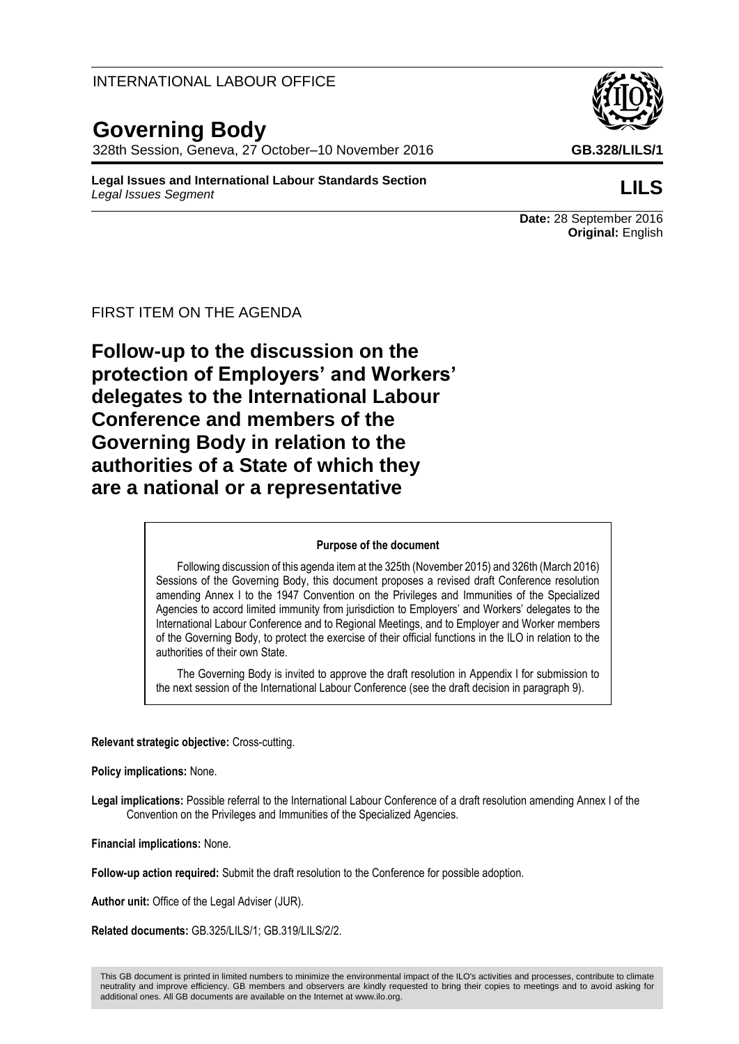INTERNATIONAL LABOUR OFFICE

# Governing Body

328th Session, Geneva, 27 October–10 November 2016

**GB.328/LILS/1**

**Legal Issues and International Labour Standards Section**
*Legal Issues Segment*

**LILS**

**Date:** 28 September 2016
**Original:** English

FIRST ITEM ON THE AGENDA

## Follow-up to the discussion on the protection of Employers' and Workers' delegates to the International Labour Conference and members of the Governing Body in relation to the authorities of a State of which they are a national or a representative

**Purpose of the document**

Following discussion of this agenda item at the 325th (November 2015) and 326th (March 2016) Sessions of the Governing Body, this document proposes a revised draft Conference resolution amending Annex I to the 1947 Convention on the Privileges and Immunities of the Specialized Agencies to accord limited immunity from jurisdiction to Employers' and Workers' delegates to the International Labour Conference and to Regional Meetings, and to Employer and Worker members of the Governing Body, to protect the exercise of their official functions in the ILO in relation to the authorities of their own State.

The Governing Body is invited to approve the draft resolution in Appendix I for submission to the next session of the International Labour Conference (see the draft decision in paragraph 9).

**Relevant strategic objective:** Cross-cutting.

**Policy implications:** None.

**Legal implications:** Possible referral to the International Labour Conference of a draft resolution amending Annex I of the Convention on the Privileges and Immunities of the Specialized Agencies.

**Financial implications:** None.

**Follow-up action required:** Submit the draft resolution to the Conference for possible adoption.

**Author unit:** Office of the Legal Adviser (JUR).

**Related documents:** GB.325/LILS/1; GB.319/LILS/2/2.

This GB document is printed in limited numbers to minimize the environmental impact of the ILO's activities and processes, contribute to climate neutrality and improve efficiency. GB members and observers are kindly requested to bring their copies to meetings and to avoid asking for additional ones. All GB documents are available on the Internet at www.ilo.org.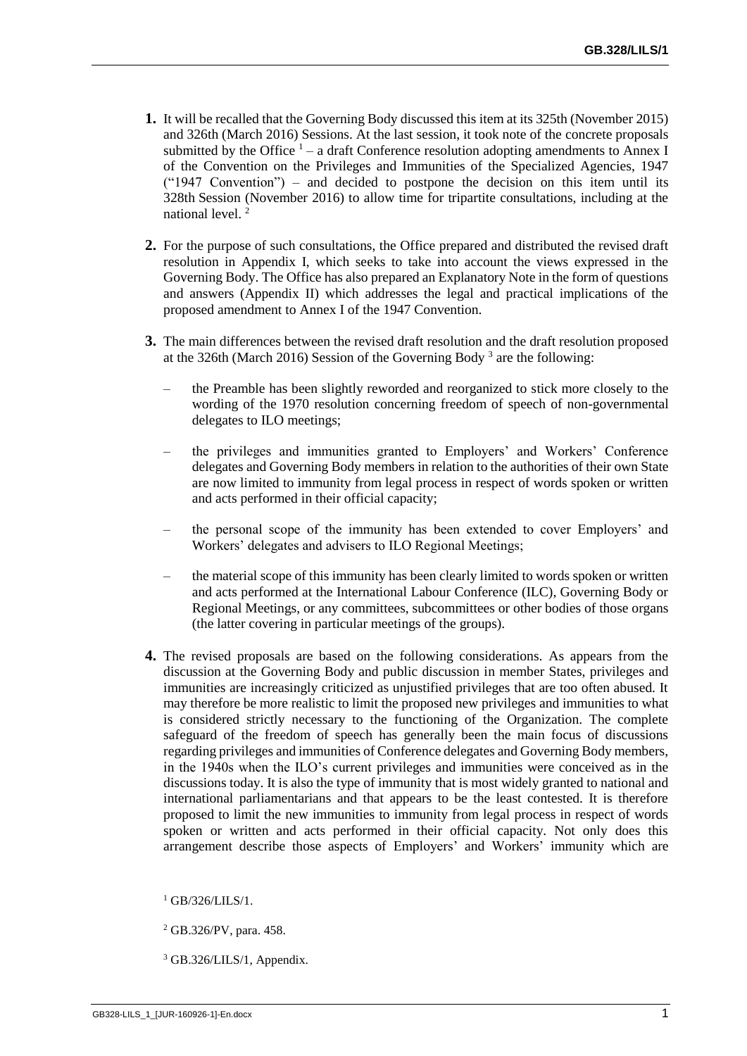**1.** It will be recalled that the Governing Body discussed this item at its 325th (November 2015) and 326th (March 2016) Sessions. At the last session, it took note of the concrete proposals submitted by the Office [1] – a draft Conference resolution adopting amendments to Annex I of the Convention on the Privileges and Immunities of the Specialized Agencies, 1947 ("1947 Convention") – and decided to postpone the decision on this item until its 328th Session (November 2016) to allow time for tripartite consultations, including at the national level. [2]

**2.** For the purpose of such consultations, the Office prepared and distributed the revised draft resolution in Appendix I, which seeks to take into account the views expressed in the Governing Body. The Office has also prepared an Explanatory Note in the form of questions and answers (Appendix II) which addresses the legal and practical implications of the proposed amendment to Annex I of the 1947 Convention.

**3.** The main differences between the revised draft resolution and the draft resolution proposed at the 326th (March 2016) Session of the Governing Body [3] are the following:

– the Preamble has been slightly reworded and reorganized to stick more closely to the wording of the 1970 resolution concerning freedom of speech of non-governmental delegates to ILO meetings;

– the privileges and immunities granted to Employers' and Workers' Conference delegates and Governing Body members in relation to the authorities of their own State are now limited to immunity from legal process in respect of words spoken or written and acts performed in their official capacity;

– the personal scope of the immunity has been extended to cover Employers' and Workers' delegates and advisers to ILO Regional Meetings;

– the material scope of this immunity has been clearly limited to words spoken or written and acts performed at the International Labour Conference (ILC), Governing Body or Regional Meetings, or any committees, subcommittees or other bodies of those organs (the latter covering in particular meetings of the groups).

**4.** The revised proposals are based on the following considerations. As appears from the discussion at the Governing Body and public discussion in member States, privileges and immunities are increasingly criticized as unjustified privileges that are too often abused. It may therefore be more realistic to limit the proposed new privileges and immunities to what is considered strictly necessary to the functioning of the Organization. The complete safeguard of the freedom of speech has generally been the main focus of discussions regarding privileges and immunities of Conference delegates and Governing Body members, in the 1940s when the ILO's current privileges and immunities were conceived as in the discussions today. It is also the type of immunity that is most widely granted to national and international parliamentarians and that appears to be the least contested. It is therefore proposed to limit the new immunities to immunity from legal process in respect of words spoken or written and acts performed in their official capacity. Not only does this arrangement describe those aspects of Employers' and Workers' immunity which are

[1] GB/326/LILS/1.

[2] GB.326/PV, para. 458.

[3] GB.326/LILS/1, Appendix.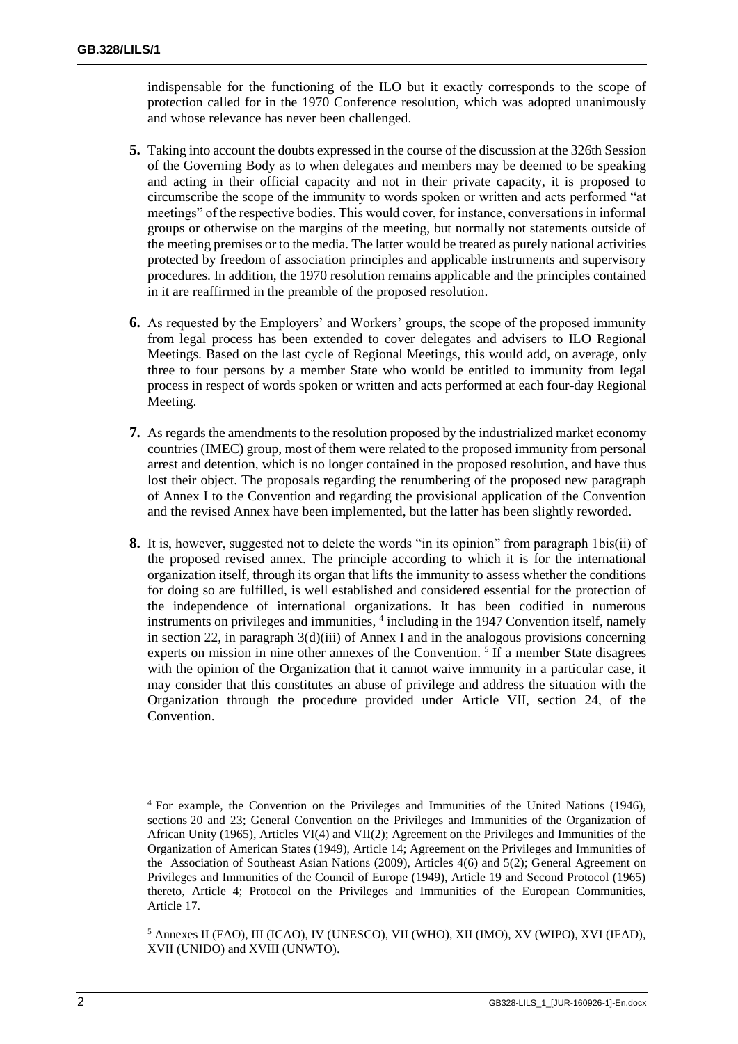indispensable for the functioning of the ILO but it exactly corresponds to the scope of protection called for in the 1970 Conference resolution, which was adopted unanimously and whose relevance has never been challenged.

**5.** Taking into account the doubts expressed in the course of the discussion at the 326th Session of the Governing Body as to when delegates and members may be deemed to be speaking and acting in their official capacity and not in their private capacity, it is proposed to circumscribe the scope of the immunity to words spoken or written and acts performed "at meetings" of the respective bodies. This would cover, for instance, conversations in informal groups or otherwise on the margins of the meeting, but normally not statements outside of the meeting premises or to the media. The latter would be treated as purely national activities protected by freedom of association principles and applicable instruments and supervisory procedures. In addition, the 1970 resolution remains applicable and the principles contained in it are reaffirmed in the preamble of the proposed resolution.

**6.** As requested by the Employers' and Workers' groups, the scope of the proposed immunity from legal process has been extended to cover delegates and advisers to ILO Regional Meetings. Based on the last cycle of Regional Meetings, this would add, on average, only three to four persons by a member State who would be entitled to immunity from legal process in respect of words spoken or written and acts performed at each four-day Regional Meeting.

**7.** As regards the amendments to the resolution proposed by the industrialized market economy countries (IMEC) group, most of them were related to the proposed immunity from personal arrest and detention, which is no longer contained in the proposed resolution, and have thus lost their object. The proposals regarding the renumbering of the proposed new paragraph of Annex I to the Convention and regarding the provisional application of the Convention and the revised Annex have been implemented, but the latter has been slightly reworded.

**8.** It is, however, suggested not to delete the words "in its opinion" from paragraph 1bis(ii) of the proposed revised annex. The principle according to which it is for the international organization itself, through its organ that lifts the immunity to assess whether the conditions for doing so are fulfilled, is well established and considered essential for the protection of the independence of international organizations. It has been codified in numerous instruments on privileges and immunities, [4] including in the 1947 Convention itself, namely in section 22, in paragraph 3(d)(iii) of Annex I and in the analogous provisions concerning experts on mission in nine other annexes of the Convention. [5] If a member State disagrees with the opinion of the Organization that it cannot waive immunity in a particular case, it may consider that this constitutes an abuse of privilege and address the situation with the Organization through the procedure provided under Article VII, section 24, of the Convention.

---

[4] For example, the Convention on the Privileges and Immunities of the United Nations (1946), sections 20 and 23; General Convention on the Privileges and Immunities of the Organization of African Unity (1965), Articles VI(4) and VII(2); Agreement on the Privileges and Immunities of the Organization of American States (1949), Article 14; Agreement on the Privileges and Immunities of the Association of Southeast Asian Nations (2009), Articles 4(6) and 5(2); General Agreement on Privileges and Immunities of the Council of Europe (1949), Article 19 and Second Protocol (1965) thereto, Article 4; Protocol on the Privileges and Immunities of the European Communities, Article 17.

[5] Annexes II (FAO), III (ICAO), IV (UNESCO), VII (WHO), XII (IMO), XV (WIPO), XVI (IFAD), XVII (UNIDO) and XVIII (UNWTO).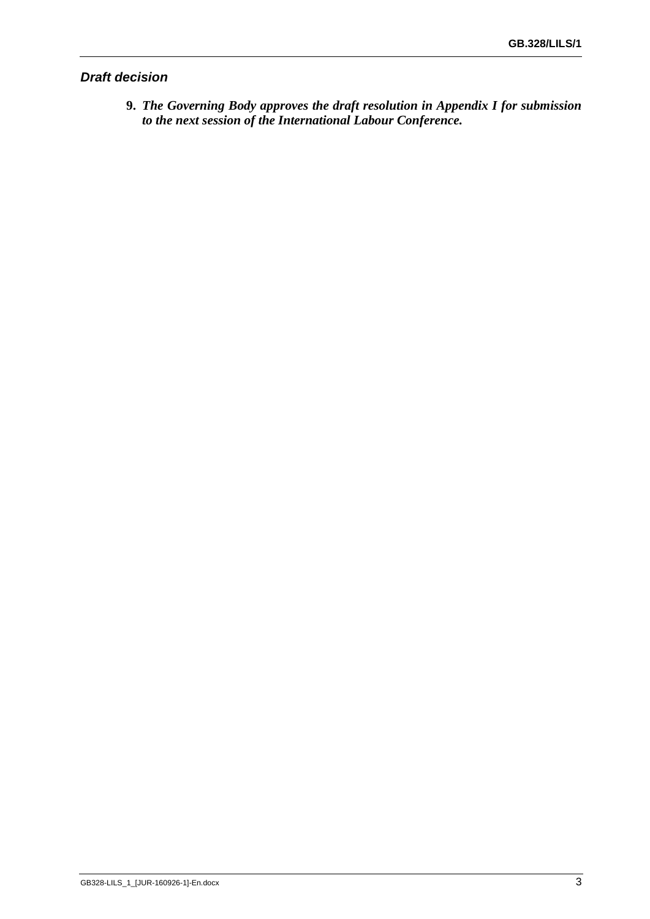### *Draft decision*

**9.** ***The Governing Body approves the draft resolution in Appendix I for submission to the next session of the International Labour Conference.***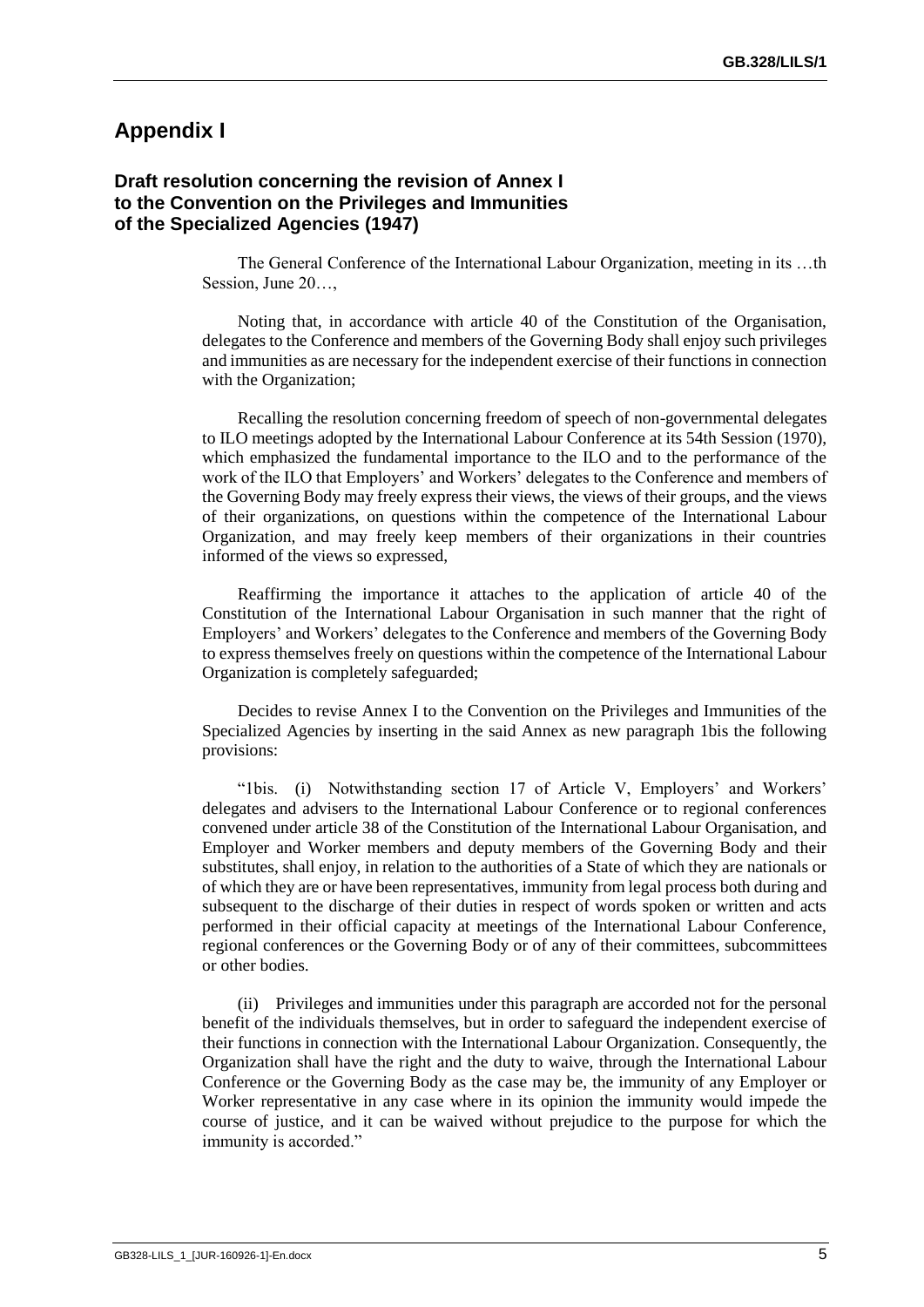## Appendix I

### Draft resolution concerning the revision of Annex I to the Convention on the Privileges and Immunities of the Specialized Agencies (1947)

The General Conference of the International Labour Organization, meeting in its …th Session, June 20…,

Noting that, in accordance with article 40 of the Constitution of the Organisation, delegates to the Conference and members of the Governing Body shall enjoy such privileges and immunities as are necessary for the independent exercise of their functions in connection with the Organization;

Recalling the resolution concerning freedom of speech of non-governmental delegates to ILO meetings adopted by the International Labour Conference at its 54th Session (1970), which emphasized the fundamental importance to the ILO and to the performance of the work of the ILO that Employers' and Workers' delegates to the Conference and members of the Governing Body may freely express their views, the views of their groups, and the views of their organizations, on questions within the competence of the International Labour Organization, and may freely keep members of their organizations in their countries informed of the views so expressed,

Reaffirming the importance it attaches to the application of article 40 of the Constitution of the International Labour Organisation in such manner that the right of Employers' and Workers' delegates to the Conference and members of the Governing Body to express themselves freely on questions within the competence of the International Labour Organization is completely safeguarded;

Decides to revise Annex I to the Convention on the Privileges and Immunities of the Specialized Agencies by inserting in the said Annex as new paragraph 1bis the following provisions:

"1bis. (i) Notwithstanding section 17 of Article V, Employers' and Workers' delegates and advisers to the International Labour Conference or to regional conferences convened under article 38 of the Constitution of the International Labour Organisation, and Employer and Worker members and deputy members of the Governing Body and their substitutes, shall enjoy, in relation to the authorities of a State of which they are nationals or of which they are or have been representatives, immunity from legal process both during and subsequent to the discharge of their duties in respect of words spoken or written and acts performed in their official capacity at meetings of the International Labour Conference, regional conferences or the Governing Body or of any of their committees, subcommittees or other bodies.

(ii) Privileges and immunities under this paragraph are accorded not for the personal benefit of the individuals themselves, but in order to safeguard the independent exercise of their functions in connection with the International Labour Organization. Consequently, the Organization shall have the right and the duty to waive, through the International Labour Conference or the Governing Body as the case may be, the immunity of any Employer or Worker representative in any case where in its opinion the immunity would impede the course of justice, and it can be waived without prejudice to the purpose for which the immunity is accorded."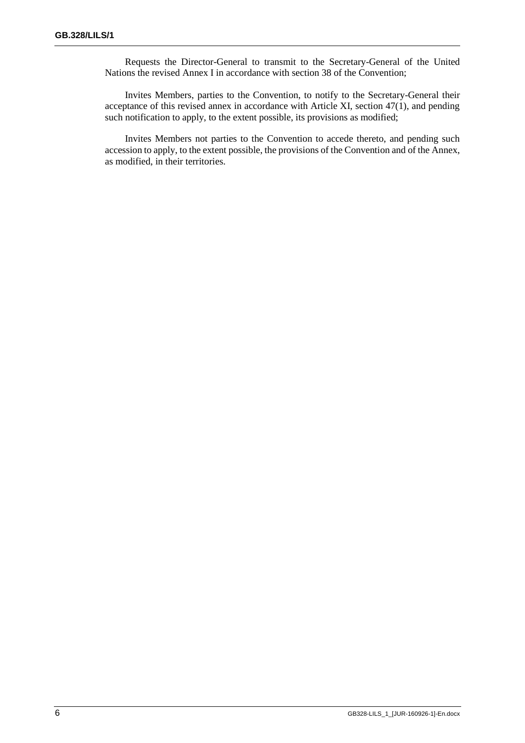Requests the Director-General to transmit to the Secretary-General of the United Nations the revised Annex I in accordance with section 38 of the Convention;

Invites Members, parties to the Convention, to notify to the Secretary-General their acceptance of this revised annex in accordance with Article XI, section 47(1), and pending such notification to apply, to the extent possible, its provisions as modified;

Invites Members not parties to the Convention to accede thereto, and pending such accession to apply, to the extent possible, the provisions of the Convention and of the Annex, as modified, in their territories.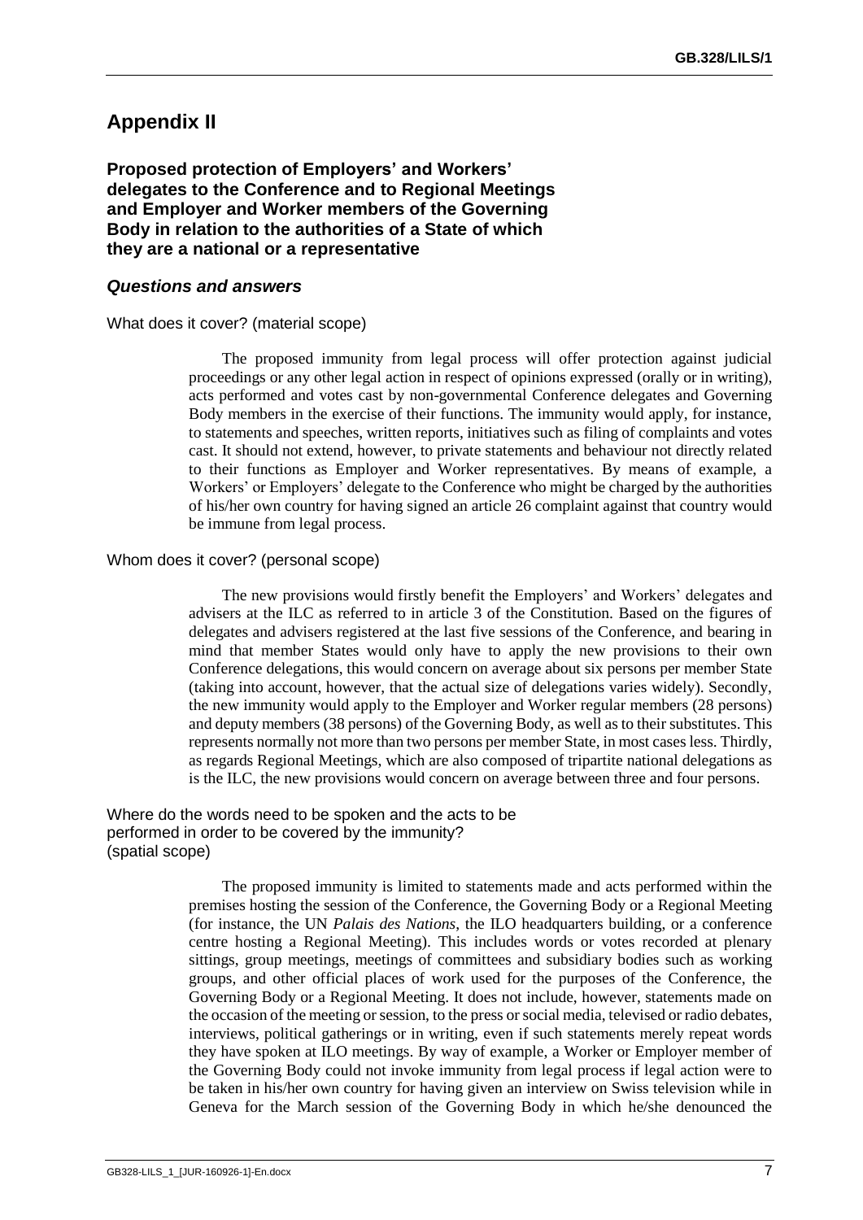## Appendix II

### Proposed protection of Employers' and Workers' delegates to the Conference and to Regional Meetings and Employer and Worker members of the Governing Body in relation to the authorities of a State of which they are a national or a representative

#### *Questions and answers*

What does it cover? (material scope)

The proposed immunity from legal process will offer protection against judicial proceedings or any other legal action in respect of opinions expressed (orally or in writing), acts performed and votes cast by non-governmental Conference delegates and Governing Body members in the exercise of their functions. The immunity would apply, for instance, to statements and speeches, written reports, initiatives such as filing of complaints and votes cast. It should not extend, however, to private statements and behaviour not directly related to their functions as Employer and Worker representatives. By means of example, a Workers' or Employers' delegate to the Conference who might be charged by the authorities of his/her own country for having signed an article 26 complaint against that country would be immune from legal process.

Whom does it cover? (personal scope)

The new provisions would firstly benefit the Employers' and Workers' delegates and advisers at the ILC as referred to in article 3 of the Constitution. Based on the figures of delegates and advisers registered at the last five sessions of the Conference, and bearing in mind that member States would only have to apply the new provisions to their own Conference delegations, this would concern on average about six persons per member State (taking into account, however, that the actual size of delegations varies widely). Secondly, the new immunity would apply to the Employer and Worker regular members (28 persons) and deputy members (38 persons) of the Governing Body, as well as to their substitutes. This represents normally not more than two persons per member State, in most cases less. Thirdly, as regards Regional Meetings, which are also composed of tripartite national delegations as is the ILC, the new provisions would concern on average between three and four persons.

Where do the words need to be spoken and the acts to be performed in order to be covered by the immunity? (spatial scope)

The proposed immunity is limited to statements made and acts performed within the premises hosting the session of the Conference, the Governing Body or a Regional Meeting (for instance, the UN *Palais des Nations*, the ILO headquarters building, or a conference centre hosting a Regional Meeting). This includes words or votes recorded at plenary sittings, group meetings, meetings of committees and subsidiary bodies such as working groups, and other official places of work used for the purposes of the Conference, the Governing Body or a Regional Meeting. It does not include, however, statements made on the occasion of the meeting or session, to the press or social media, televised or radio debates, interviews, political gatherings or in writing, even if such statements merely repeat words they have spoken at ILO meetings. By way of example, a Worker or Employer member of the Governing Body could not invoke immunity from legal process if legal action were to be taken in his/her own country for having given an interview on Swiss television while in Geneva for the March session of the Governing Body in which he/she denounced the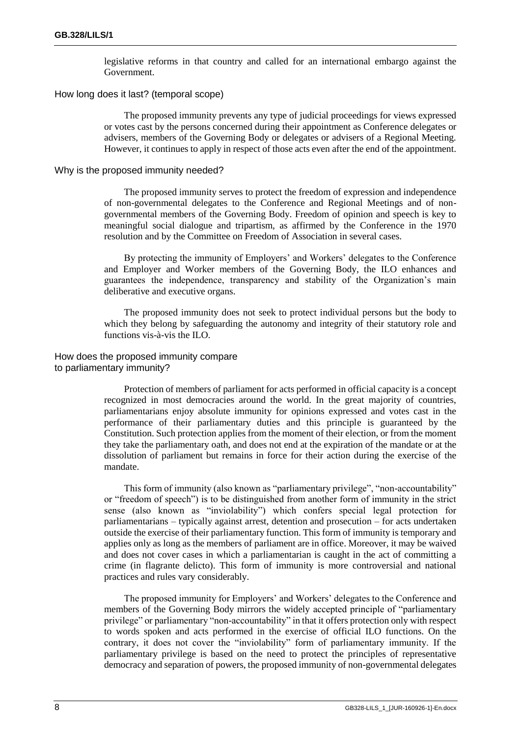legislative reforms in that country and called for an international embargo against the Government.

### How long does it last? (temporal scope)

The proposed immunity prevents any type of judicial proceedings for views expressed or votes cast by the persons concerned during their appointment as Conference delegates or advisers, members of the Governing Body or delegates or advisers of a Regional Meeting. However, it continues to apply in respect of those acts even after the end of the appointment.

### Why is the proposed immunity needed?

The proposed immunity serves to protect the freedom of expression and independence of non-governmental delegates to the Conference and Regional Meetings and of non-governmental members of the Governing Body. Freedom of opinion and speech is key to meaningful social dialogue and tripartism, as affirmed by the Conference in the 1970 resolution and by the Committee on Freedom of Association in several cases.

By protecting the immunity of Employers' and Workers' delegates to the Conference and Employer and Worker members of the Governing Body, the ILO enhances and guarantees the independence, transparency and stability of the Organization's main deliberative and executive organs.

The proposed immunity does not seek to protect individual persons but the body to which they belong by safeguarding the autonomy and integrity of their statutory role and functions vis-à-vis the ILO.

### How does the proposed immunity compare to parliamentary immunity?

Protection of members of parliament for acts performed in official capacity is a concept recognized in most democracies around the world. In the great majority of countries, parliamentarians enjoy absolute immunity for opinions expressed and votes cast in the performance of their parliamentary duties and this principle is guaranteed by the Constitution. Such protection applies from the moment of their election, or from the moment they take the parliamentary oath, and does not end at the expiration of the mandate or at the dissolution of parliament but remains in force for their action during the exercise of the mandate.

This form of immunity (also known as "parliamentary privilege", "non-accountability" or "freedom of speech") is to be distinguished from another form of immunity in the strict sense (also known as "inviolability") which confers special legal protection for parliamentarians – typically against arrest, detention and prosecution – for acts undertaken outside the exercise of their parliamentary function. This form of immunity is temporary and applies only as long as the members of parliament are in office. Moreover, it may be waived and does not cover cases in which a parliamentarian is caught in the act of committing a crime (in flagrante delicto). This form of immunity is more controversial and national practices and rules vary considerably.

The proposed immunity for Employers' and Workers' delegates to the Conference and members of the Governing Body mirrors the widely accepted principle of "parliamentary privilege" or parliamentary "non-accountability" in that it offers protection only with respect to words spoken and acts performed in the exercise of official ILO functions. On the contrary, it does not cover the "inviolability" form of parliamentary immunity. If the parliamentary privilege is based on the need to protect the principles of representative democracy and separation of powers, the proposed immunity of non-governmental delegates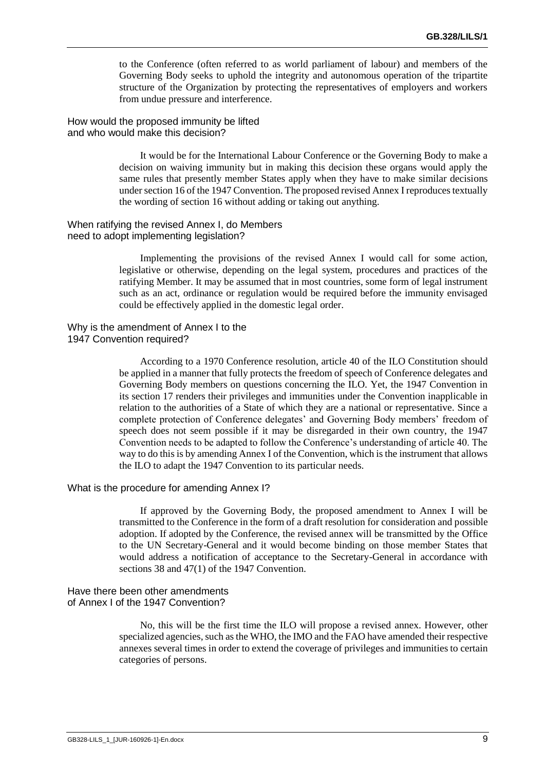to the Conference (often referred to as world parliament of labour) and members of the Governing Body seeks to uphold the integrity and autonomous operation of the tripartite structure of the Organization by protecting the representatives of employers and workers from undue pressure and interference.

### How would the proposed immunity be lifted and who would make this decision?

It would be for the International Labour Conference or the Governing Body to make a decision on waiving immunity but in making this decision these organs would apply the same rules that presently member States apply when they have to make similar decisions under section 16 of the 1947 Convention. The proposed revised Annex I reproduces textually the wording of section 16 without adding or taking out anything.

### When ratifying the revised Annex I, do Members need to adopt implementing legislation?

Implementing the provisions of the revised Annex I would call for some action, legislative or otherwise, depending on the legal system, procedures and practices of the ratifying Member. It may be assumed that in most countries, some form of legal instrument such as an act, ordinance or regulation would be required before the immunity envisaged could be effectively applied in the domestic legal order.

### Why is the amendment of Annex I to the 1947 Convention required?

According to a 1970 Conference resolution, article 40 of the ILO Constitution should be applied in a manner that fully protects the freedom of speech of Conference delegates and Governing Body members on questions concerning the ILO. Yet, the 1947 Convention in its section 17 renders their privileges and immunities under the Convention inapplicable in relation to the authorities of a State of which they are a national or representative. Since a complete protection of Conference delegates' and Governing Body members' freedom of speech does not seem possible if it may be disregarded in their own country, the 1947 Convention needs to be adapted to follow the Conference's understanding of article 40. The way to do this is by amending Annex I of the Convention, which is the instrument that allows the ILO to adapt the 1947 Convention to its particular needs.

### What is the procedure for amending Annex I?

If approved by the Governing Body, the proposed amendment to Annex I will be transmitted to the Conference in the form of a draft resolution for consideration and possible adoption. If adopted by the Conference, the revised annex will be transmitted by the Office to the UN Secretary-General and it would become binding on those member States that would address a notification of acceptance to the Secretary-General in accordance with sections 38 and 47(1) of the 1947 Convention.

### Have there been other amendments of Annex I of the 1947 Convention?

No, this will be the first time the ILO will propose a revised annex. However, other specialized agencies, such as the WHO, the IMO and the FAO have amended their respective annexes several times in order to extend the coverage of privileges and immunities to certain categories of persons.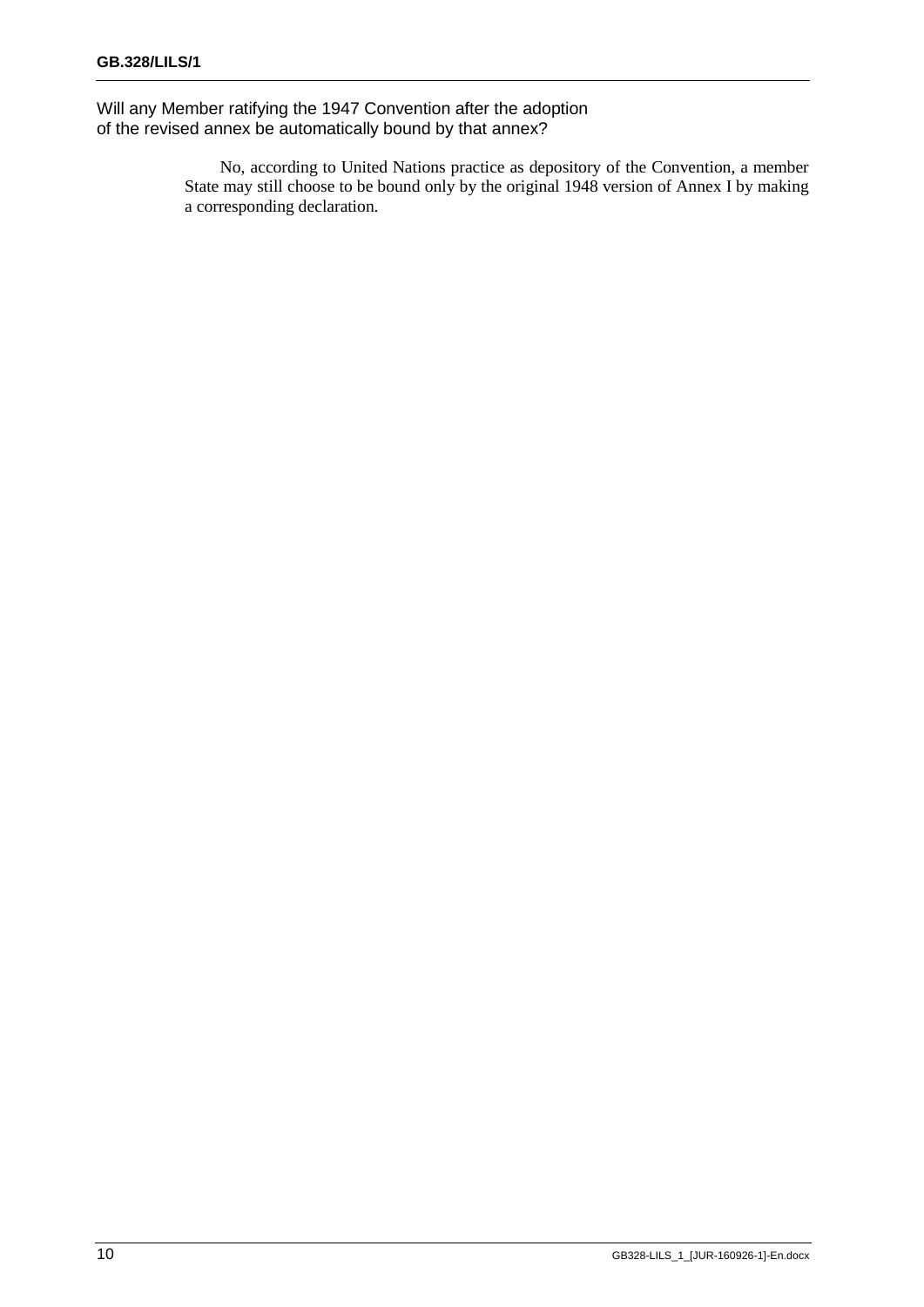Will any Member ratifying the 1947 Convention after the adoption of the revised annex be automatically bound by that annex?

No, according to United Nations practice as depository of the Convention, a member State may still choose to be bound only by the original 1948 version of Annex I by making a corresponding declaration.